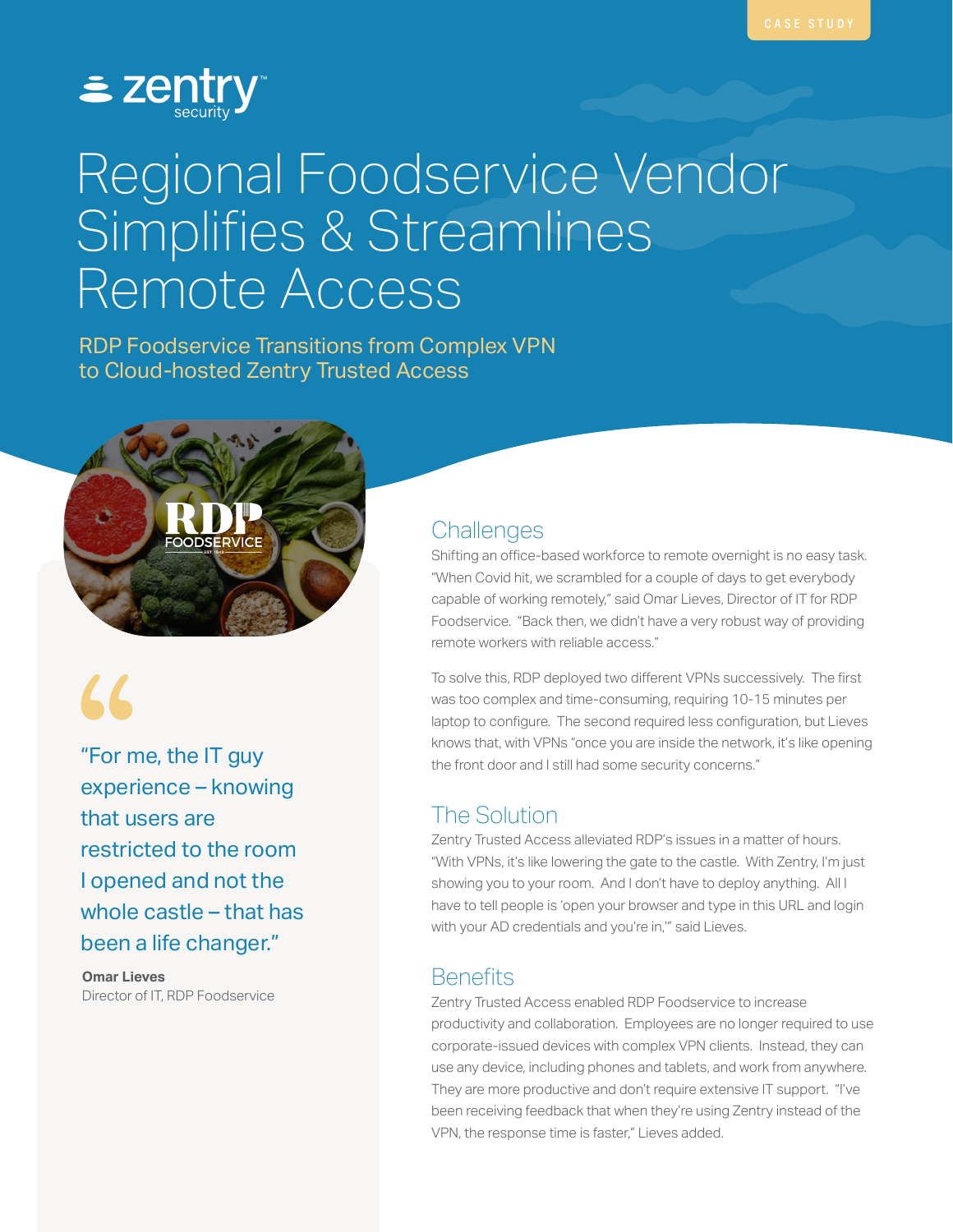CASE STUDY

# Regional Foodservice Vendor Simplifies & Streamlines Remote Access

### RDP Foodservice Transitions from Complex VPN to Cloud-hosted Zentry Trusted Access

> "For me, the IT guy experience – knowing that users are restricted to the room I opened and not the whole castle – that has been a life changer."
>
> **Omar Lieves**
> Director of IT, RDP Foodservice

## Challenges

Shifting an office-based workforce to remote overnight is no easy task. "When Covid hit, we scrambled for a couple of days to get everybody capable of working remotely," said Omar Lieves, Director of IT for RDP Foodservice. "Back then, we didn't have a very robust way of providing remote workers with reliable access."

To solve this, RDP deployed two different VPNs successively. The first was too complex and time-consuming, requiring 10-15 minutes per laptop to configure. The second required less configuration, but Lieves knows that, with VPNs "once you are inside the network, it's like opening the front door and I still had some security concerns."

## The Solution

Zentry Trusted Access alleviated RDP's issues in a matter of hours. "With VPNs, it's like lowering the gate to the castle. With Zentry, I'm just showing you to your room. And I don't have to deploy anything. All I have to tell people is 'open your browser and type in this URL and login with your AD credentials and you're in,'" said Lieves.

## Benefits

Zentry Trusted Access enabled RDP Foodservice to increase productivity and collaboration. Employees are no longer required to use corporate-issued devices with complex VPN clients. Instead, they can use any device, including phones and tablets, and work from anywhere. They are more productive and don't require extensive IT support. "I've been receiving feedback that when they're using Zentry instead of the VPN, the response time is faster," Lieves added.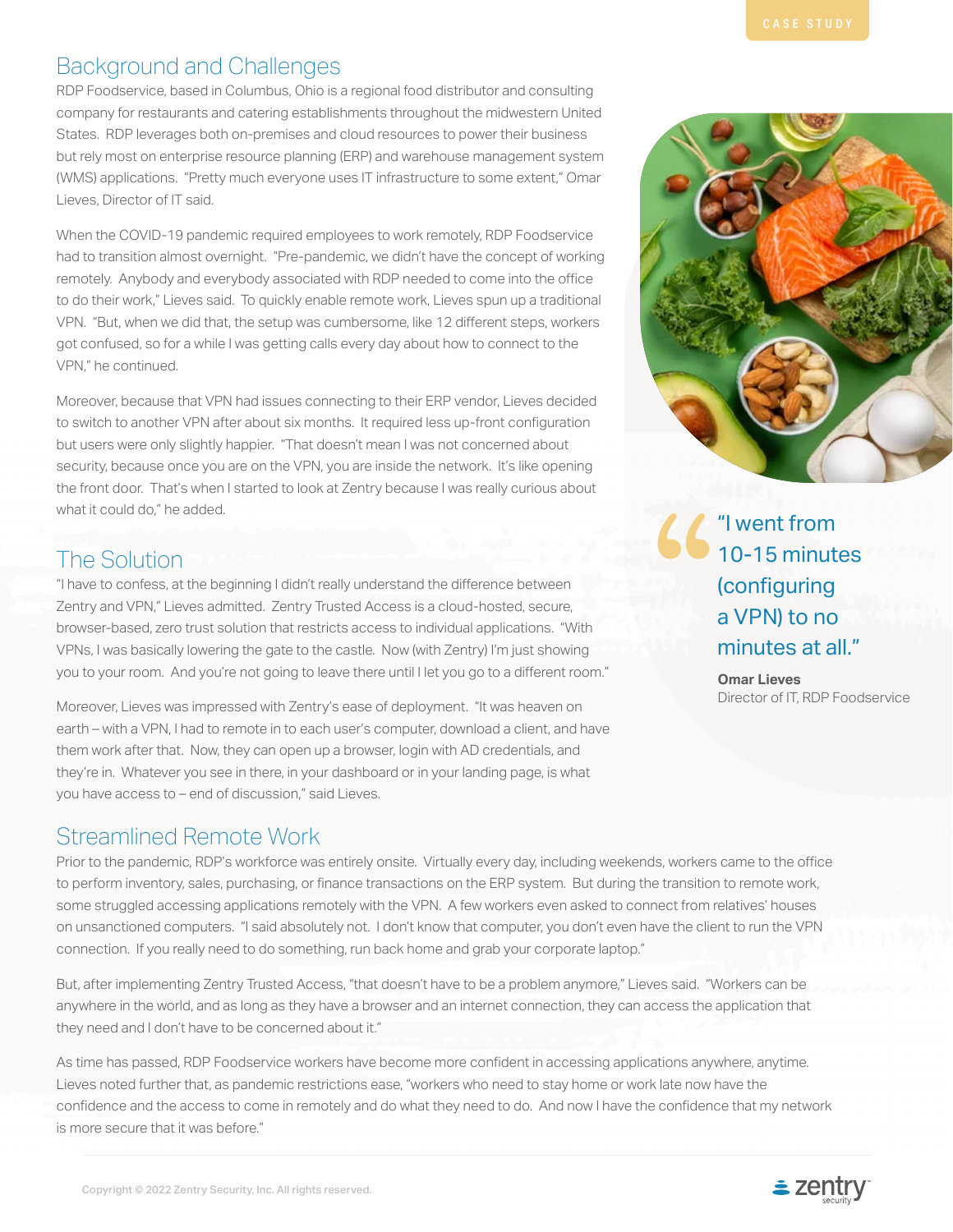## Background and Challenges

RDP Foodservice, based in Columbus, Ohio is a regional food distributor and consulting company for restaurants and catering establishments throughout the midwestern United States. RDP leverages both on-premises and cloud resources to power their business but rely most on enterprise resource planning (ERP) and warehouse management system (WMS) applications. "Pretty much everyone uses IT infrastructure to some extent," Omar Lieves, Director of IT said.

When the COVID-19 pandemic required employees to work remotely, RDP Foodservice had to transition almost overnight. "Pre-pandemic, we didn't have the concept of working remotely. Anybody and everybody associated with RDP needed to come into the office to do their work," Lieves said. To quickly enable remote work, Lieves spun up a traditional VPN. "But, when we did that, the setup was cumbersome, like 12 different steps, workers got confused, so for a while I was getting calls every day about how to connect to the VPN," he continued.

Moreover, because that VPN had issues connecting to their ERP vendor, Lieves decided to switch to another VPN after about six months. It required less up-front configuration but users were only slightly happier. "That doesn't mean I was not concerned about security, because once you are on the VPN, you are inside the network. It's like opening the front door. That's when I started to look at Zentry because I was really curious about what it could do," he added.

> "I went from 10-15 minutes (configuring a VPN) to no minutes at all."
>
> **Omar Lieves**
> Director of IT, RDP Foodservice

## The Solution

"I have to confess, at the beginning I didn't really understand the difference between Zentry and VPN," Lieves admitted. Zentry Trusted Access is a cloud-hosted, secure, browser-based, zero trust solution that restricts access to individual applications. "With VPNs, I was basically lowering the gate to the castle. Now (with Zentry) I'm just showing you to your room. And you're not going to leave there until I let you go to a different room."

Moreover, Lieves was impressed with Zentry's ease of deployment. "It was heaven on earth – with a VPN, I had to remote in to each user's computer, download a client, and have them work after that. Now, they can open up a browser, login with AD credentials, and they're in. Whatever you see in there, in your dashboard or in your landing page, is what you have access to – end of discussion," said Lieves.

## Streamlined Remote Work

Prior to the pandemic, RDP's workforce was entirely onsite. Virtually every day, including weekends, workers came to the office to perform inventory, sales, purchasing, or finance transactions on the ERP system. But during the transition to remote work, some struggled accessing applications remotely with the VPN. A few workers even asked to connect from relatives' houses on unsanctioned computers. "I said absolutely not. I don't know that computer, you don't even have the client to run the VPN connection. If you really need to do something, run back home and grab your corporate laptop."

But, after implementing Zentry Trusted Access, "that doesn't have to be a problem anymore," Lieves said. "Workers can be anywhere in the world, and as long as they have a browser and an internet connection, they can access the application that they need and I don't have to be concerned about it."

As time has passed, RDP Foodservice workers have become more confident in accessing applications anywhere, anytime. Lieves noted further that, as pandemic restrictions ease, "workers who need to stay home or work late now have the confidence and the access to come in remotely and do what they need to do. And now I have the confidence that my network is more secure that it was before."

Copyright © 2022 Zentry Security, Inc. All rights reserved.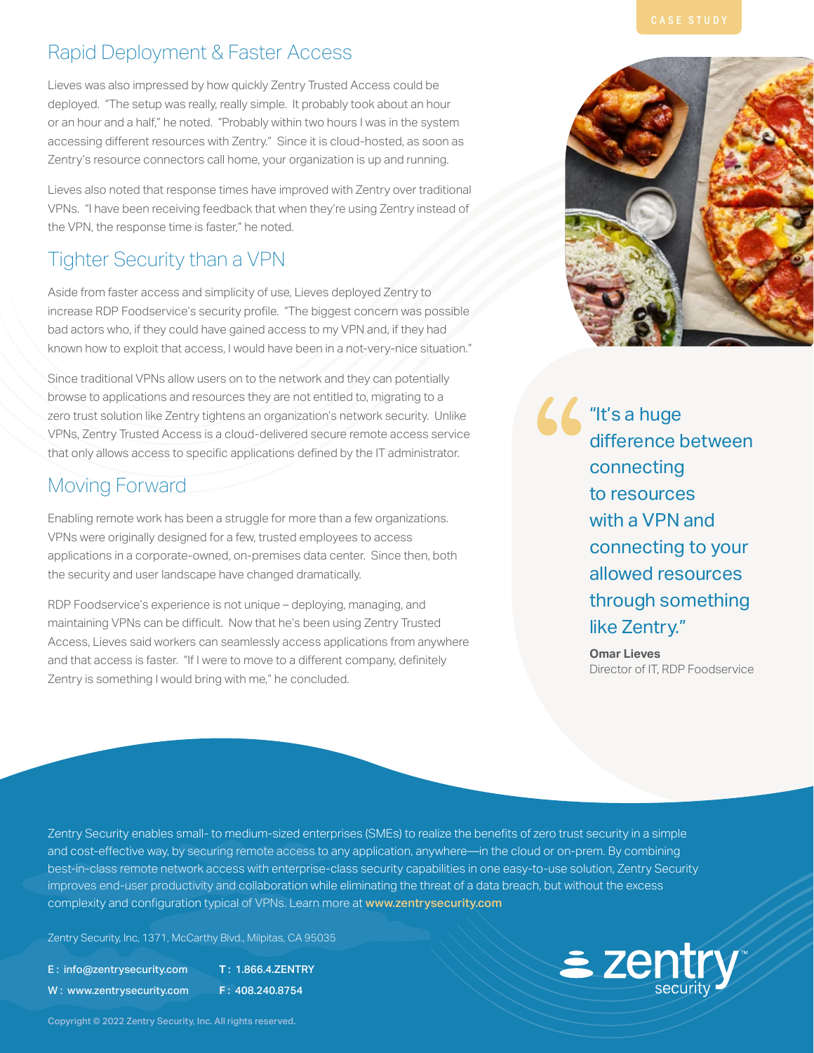## Rapid Deployment & Faster Access

Lieves was also impressed by how quickly Zentry Trusted Access could be deployed. "The setup was really, really simple. It probably took about an hour or an hour and a half," he noted. "Probably within two hours I was in the system accessing different resources with Zentry." Since it is cloud-hosted, as soon as Zentry's resource connectors call home, your organization is up and running.

Lieves also noted that response times have improved with Zentry over traditional VPNs. "I have been receiving feedback that when they're using Zentry instead of the VPN, the response time is faster," he noted.

## Tighter Security than a VPN

Aside from faster access and simplicity of use, Lieves deployed Zentry to increase RDP Foodservice's security profile. "The biggest concern was possible bad actors who, if they could have gained access to my VPN and, if they had known how to exploit that access, I would have been in a not-very-nice situation."

Since traditional VPNs allow users on to the network and they can potentially browse to applications and resources they are not entitled to, migrating to a zero trust solution like Zentry tightens an organization's network security. Unlike VPNs, Zentry Trusted Access is a cloud-delivered secure remote access service that only allows access to specific applications defined by the IT administrator.

## Moving Forward

Enabling remote work has been a struggle for more than a few organizations. VPNs were originally designed for a few, trusted employees to access applications in a corporate-owned, on-premises data center. Since then, both the security and user landscape have changed dramatically.

RDP Foodservice's experience is not unique – deploying, managing, and maintaining VPNs can be difficult. Now that he's been using Zentry Trusted Access, Lieves said workers can seamlessly access applications from anywhere and that access is faster. "If I were to move to a different company, definitely Zentry is something I would bring with me," he concluded.

> "It's a huge difference between connecting to resources with a VPN and connecting to your allowed resources through something like Zentry."
>
> **Omar Lieves**
> Director of IT, RDP Foodservice

Zentry Security enables small- to medium-sized enterprises (SMEs) to realize the benefits of zero trust security in a simple and cost-effective way, by securing remote access to any application, anywhere—in the cloud or on-prem. By combining best-in-class remote network access with enterprise-class security capabilities in one easy-to-use solution, Zentry Security improves end-user productivity and collaboration while eliminating the threat of a data breach, but without the excess complexity and configuration typical of VPNs. Learn more at **www.zentrysecurity.com**

Zentry Security, Inc, 1371, McCarthy Blvd., Milpitas, CA 95035

**E:** info@zentrysecurity.com
**W:** www.zentrysecurity.com
**T:** 1.866.4.ZENTRY
**F:** 408.240.8754

Copyright © 2022 Zentry Security, Inc. All rights reserved.